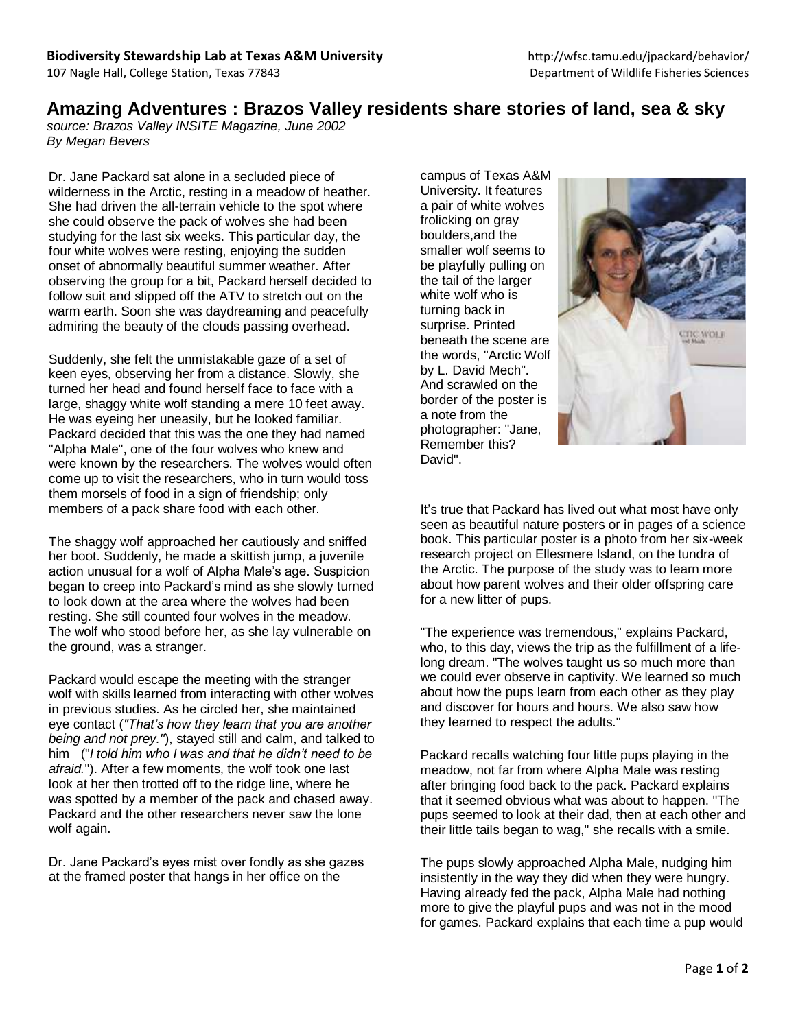**Biodiversity Stewardship Lab at Texas A&M University**
107 Nagle Hall, College Station, Texas 77843

http://wfsc.tamu.edu/jpackard/behavior/
Department of Wildlife Fisheries Sciences

# Amazing Adventures : Brazos Valley residents share stories of land, sea & sky

*source: Brazos Valley INSITE Magazine, June 2002*
*By Megan Bevers*

Dr. Jane Packard sat alone in a secluded piece of wilderness in the Arctic, resting in a meadow of heather. She had driven the all-terrain vehicle to the spot where she could observe the pack of wolves she had been studying for the last six weeks. This particular day, the four white wolves were resting, enjoying the sudden onset of abnormally beautiful summer weather. After observing the group for a bit, Packard herself decided to follow suit and slipped off the ATV to stretch out on the warm earth. Soon she was daydreaming and peacefully admiring the beauty of the clouds passing overhead.

Suddenly, she felt the unmistakable gaze of a set of keen eyes, observing her from a distance. Slowly, she turned her head and found herself face to face with a large, shaggy white wolf standing a mere 10 feet away. He was eyeing her uneasily, but he looked familiar. Packard decided that this was the one they had named "Alpha Male", one of the four wolves who knew and were known by the researchers. The wolves would often come up to visit the researchers, who in turn would toss them morsels of food in a sign of friendship; only members of a pack share food with each other.

The shaggy wolf approached her cautiously and sniffed her boot. Suddenly, he made a skittish jump, a juvenile action unusual for a wolf of Alpha Male's age. Suspicion began to creep into Packard's mind as she slowly turned to look down at the area where the wolves had been resting. She still counted four wolves in the meadow. The wolf who stood before her, as she lay vulnerable on the ground, was a stranger.

Packard would escape the meeting with the stranger wolf with skills learned from interacting with other wolves in previous studies. As he circled her, she maintained eye contact (*"That's how they learn that you are another being and not prey."*), stayed still and calm, and talked to him ("*I told him who I was and that he didn't need to be afraid.*"). After a few moments, the wolf took one last look at her then trotted off to the ridge line, where he was spotted by a member of the pack and chased away. Packard and the other researchers never saw the lone wolf again.

Dr. Jane Packard's eyes mist over fondly as she gazes at the framed poster that hangs in her office on the campus of Texas A&M University. It features a pair of white wolves frolicking on gray boulders,and the smaller wolf seems to be playfully pulling on the tail of the larger white wolf who is turning back in surprise. Printed beneath the scene are the words, "Arctic Wolf by L. David Mech". And scrawled on the border of the poster is a note from the photographer: "Jane, Remember this? David".

It's true that Packard has lived out what most have only seen as beautiful nature posters or in pages of a science book. This particular poster is a photo from her six-week research project on Ellesmere Island, on the tundra of the Arctic. The purpose of the study was to learn more about how parent wolves and their older offspring care for a new litter of pups.

"The experience was tremendous," explains Packard, who, to this day, views the trip as the fulfillment of a life-long dream. "The wolves taught us so much more than we could ever observe in captivity. We learned so much about how the pups learn from each other as they play and discover for hours and hours. We also saw how they learned to respect the adults."

Packard recalls watching four little pups playing in the meadow, not far from where Alpha Male was resting after bringing food back to the pack. Packard explains that it seemed obvious what was about to happen. "The pups seemed to look at their dad, then at each other and their little tails began to wag," she recalls with a smile.

The pups slowly approached Alpha Male, nudging him insistently in the way they did when they were hungry. Having already fed the pack, Alpha Male had nothing more to give the playful pups and was not in the mood for games. Packard explains that each time a pup would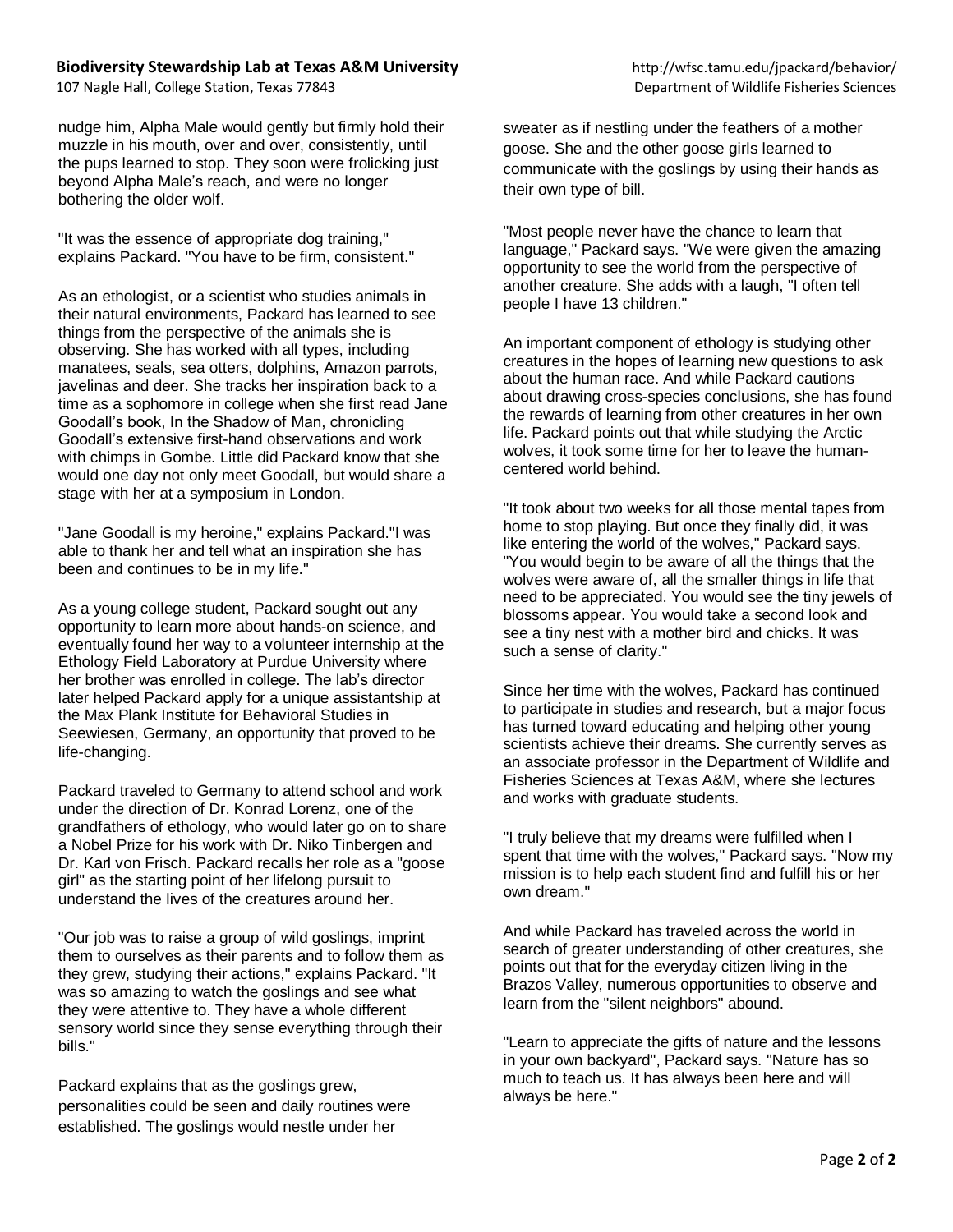nudge him, Alpha Male would gently but firmly hold their muzzle in his mouth, over and over, consistently, until the pups learned to stop. They soon were frolicking just beyond Alpha Male's reach, and were no longer bothering the older wolf.

"It was the essence of appropriate dog training," explains Packard. "You have to be firm, consistent."

As an ethologist, or a scientist who studies animals in their natural environments, Packard has learned to see things from the perspective of the animals she is observing. She has worked with all types, including manatees, seals, sea otters, dolphins, Amazon parrots, javelinas and deer. She tracks her inspiration back to a time as a sophomore in college when she first read Jane Goodall's book, In the Shadow of Man, chronicling Goodall's extensive first-hand observations and work with chimps in Gombe. Little did Packard know that she would one day not only meet Goodall, but would share a stage with her at a symposium in London.

"Jane Goodall is my heroine," explains Packard."I was able to thank her and tell what an inspiration she has been and continues to be in my life."

As a young college student, Packard sought out any opportunity to learn more about hands-on science, and eventually found her way to a volunteer internship at the Ethology Field Laboratory at Purdue University where her brother was enrolled in college. The lab's director later helped Packard apply for a unique assistantship at the Max Plank Institute for Behavioral Studies in Seewiesen, Germany, an opportunity that proved to be life-changing.

Packard traveled to Germany to attend school and work under the direction of Dr. Konrad Lorenz, one of the grandfathers of ethology, who would later go on to share a Nobel Prize for his work with Dr. Niko Tinbergen and Dr. Karl von Frisch. Packard recalls her role as a "goose girl" as the starting point of her lifelong pursuit to understand the lives of the creatures around her.

"Our job was to raise a group of wild goslings, imprint them to ourselves as their parents and to follow them as they grew, studying their actions," explains Packard. "It was so amazing to watch the goslings and see what they were attentive to. They have a whole different sensory world since they sense everything through their bills."

Packard explains that as the goslings grew, personalities could be seen and daily routines were established. The goslings would nestle under her sweater as if nestling under the feathers of a mother goose. She and the other goose girls learned to communicate with the goslings by using their hands as their own type of bill.

"Most people never have the chance to learn that language," Packard says. "We were given the amazing opportunity to see the world from the perspective of another creature. She adds with a laugh, "I often tell people I have 13 children."

An important component of ethology is studying other creatures in the hopes of learning new questions to ask about the human race. And while Packard cautions about drawing cross-species conclusions, she has found the rewards of learning from other creatures in her own life. Packard points out that while studying the Arctic wolves, it took some time for her to leave the human-centered world behind.

"It took about two weeks for all those mental tapes from home to stop playing. But once they finally did, it was like entering the world of the wolves," Packard says. "You would begin to be aware of all the things that the wolves were aware of, all the smaller things in life that need to be appreciated. You would see the tiny jewels of blossoms appear. You would take a second look and see a tiny nest with a mother bird and chicks. It was such a sense of clarity."

Since her time with the wolves, Packard has continued to participate in studies and research, but a major focus has turned toward educating and helping other young scientists achieve their dreams. She currently serves as an associate professor in the Department of Wildlife and Fisheries Sciences at Texas A&M, where she lectures and works with graduate students.

"I truly believe that my dreams were fulfilled when I spent that time with the wolves," Packard says. "Now my mission is to help each student find and fulfill his or her own dream."

And while Packard has traveled across the world in search of greater understanding of other creatures, she points out that for the everyday citizen living in the Brazos Valley, numerous opportunities to observe and learn from the "silent neighbors" abound.

"Learn to appreciate the gifts of nature and the lessons in your own backyard", Packard says. "Nature has so much to teach us. It has always been here and will always be here."